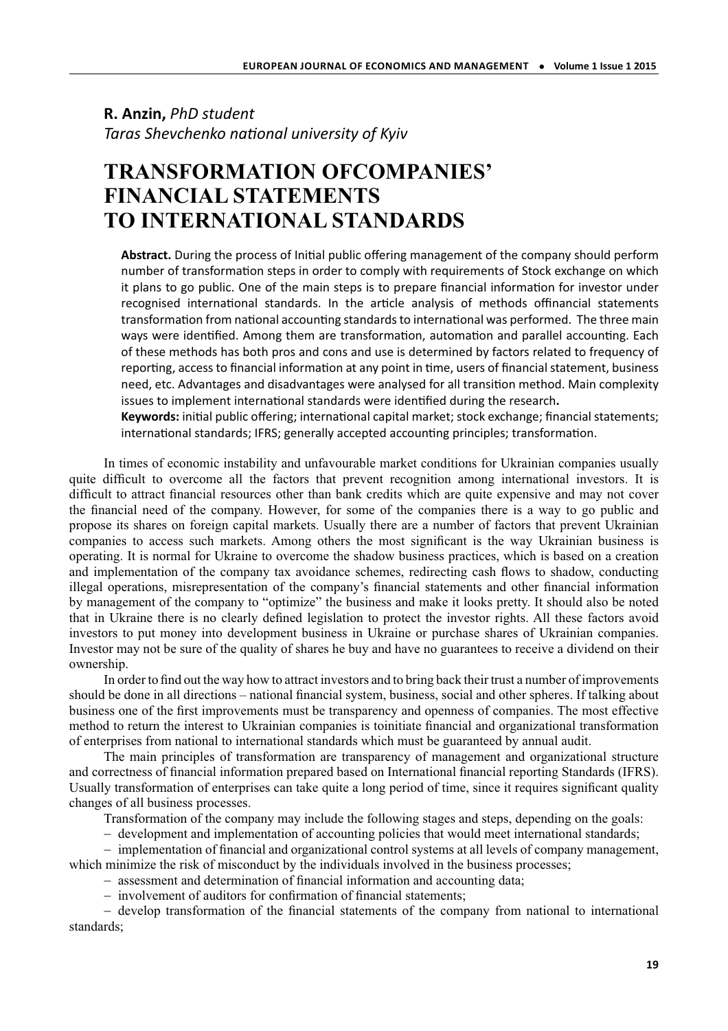**R. Anzin,** *PhD student*
*Taras Shevchenko national university of Kyiv*

# TRANSFORMATION OFCOMPANIES' FINANCIAL STATEMENTS TO INTERNATIONAL STANDARDS

**Abstract.** During the process of Initial public offering management of the company should perform number of transformation steps in order to comply with requirements of Stock exchange on which it plans to go public. One of the main steps is to prepare financial information for investor under recognised international standards. In the article analysis of methods offinancial statements transformation from national accounting standards to international was performed. The three main ways were identified. Among them are transformation, automation and parallel accounting. Each of these methods has both pros and cons and use is determined by factors related to frequency of reporting, access to financial information at any point in time, users of financial statement, business need, etc. Advantages and disadvantages were analysed for all transition method. Main complexity issues to implement international standards were identified during the research**.**

**Keywords:** initial public offering; international capital market; stock exchange; financial statements; international standards; IFRS; generally accepted accounting principles; transformation.

In times of economic instability and unfavourable market conditions for Ukrainian companies usually quite difficult to overcome all the factors that prevent recognition among international investors. It is difficult to attract financial resources other than bank credits which are quite expensive and may not cover the financial need of the company. However, for some of the companies there is a way to go public and propose its shares on foreign capital markets. Usually there are a number of factors that prevent Ukrainian companies to access such markets. Among others the most significant is the way Ukrainian business is operating. It is normal for Ukraine to overcome the shadow business practices, which is based on a creation and implementation of the company tax avoidance schemes, redirecting cash flows to shadow, conducting illegal operations, misrepresentation of the company's financial statements and other financial information by management of the company to "optimize" the business and make it looks pretty. It should also be noted that in Ukraine there is no clearly defined legislation to protect the investor rights. All these factors avoid investors to put money into development business in Ukraine or purchase shares of Ukrainian companies. Investor may not be sure of the quality of shares he buy and have no guarantees to receive a dividend on their ownership.

In order to find out the way how to attract investors and to bring back their trust a number of improvements should be done in all directions – national financial system, business, social and other spheres. If talking about business one of the first improvements must be transparency and openness of companies. The most effective method to return the interest to Ukrainian companies is toinitiate financial and organizational transformation of enterprises from national to international standards which must be guaranteed by annual audit.

The main principles of transformation are transparency of management and organizational structure and correctness of financial information prepared based on International financial reporting Standards (IFRS). Usually transformation of enterprises can take quite a long period of time, since it requires significant quality changes of all business processes.

Transformation of the company may include the following stages and steps, depending on the goals:

– development and implementation of accounting policies that would meet international standards;

– implementation of financial and organizational control systems at all levels of company management, which minimize the risk of misconduct by the individuals involved in the business processes;

– assessment and determination of financial information and accounting data;

– involvement of auditors for confirmation of financial statements;

– develop transformation of the financial statements of the company from national to international standards;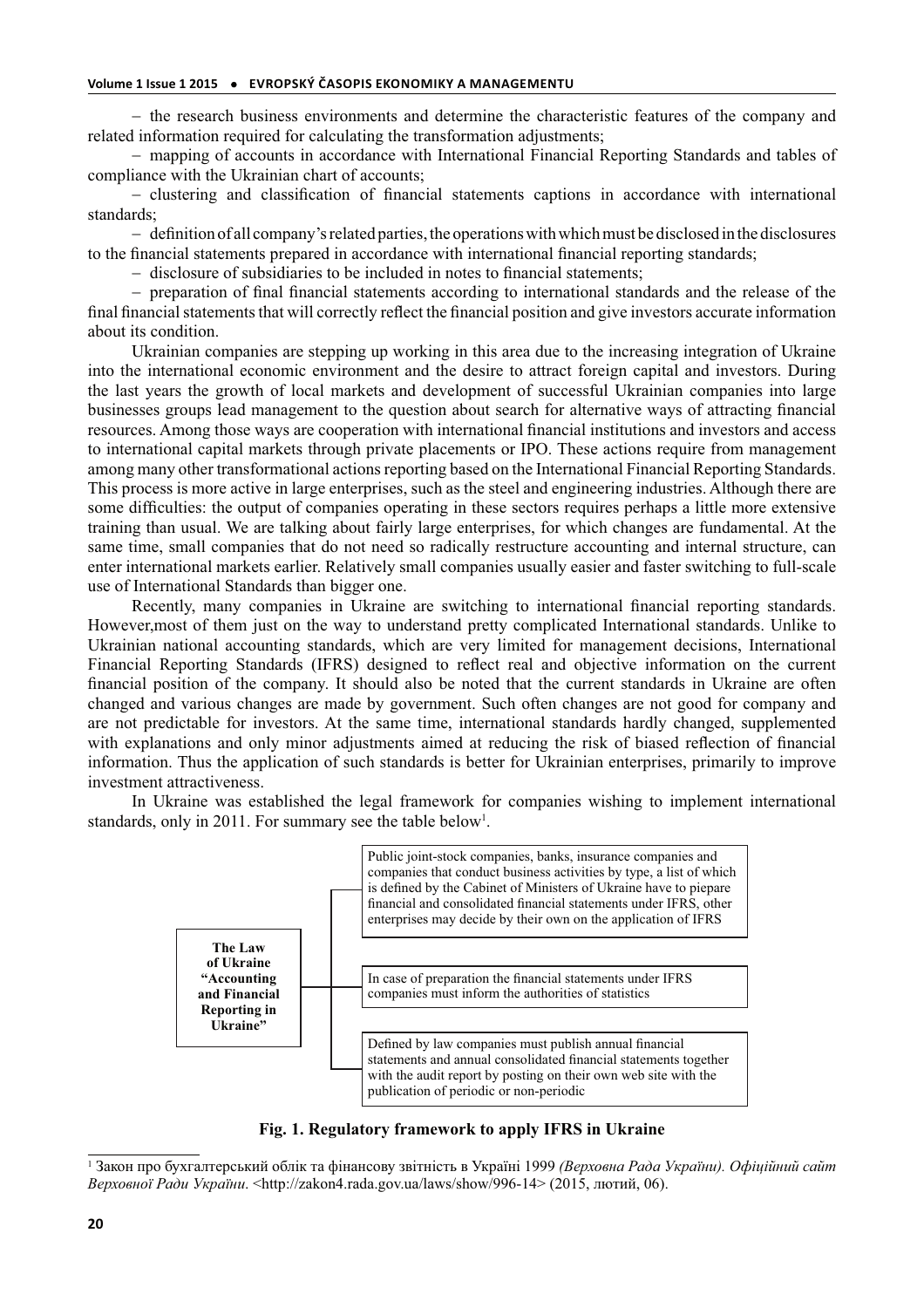– the research business environments and determine the characteristic features of the company and related information required for calculating the transformation adjustments;

– mapping of accounts in accordance with International Financial Reporting Standards and tables of compliance with the Ukrainian chart of accounts;

– clustering and classification of financial statements captions in accordance with international standards;

– definition of all company's related parties, the operations with which must be disclosed in the disclosures to the financial statements prepared in accordance with international financial reporting standards;

– disclosure of subsidiaries to be included in notes to financial statements;

– preparation of final financial statements according to international standards and the release of the final financial statements that will correctly reflect the financial position and give investors accurate information about its condition.

Ukrainian companies are stepping up working in this area due to the increasing integration of Ukraine into the international economic environment and the desire to attract foreign capital and investors. During the last years the growth of local markets and development of successful Ukrainian companies into large businesses groups lead management to the question about search for alternative ways of attracting financial resources. Among those ways are cooperation with international financial institutions and investors and access to international capital markets through private placements or IPO. These actions require from management among many other transformational actions reporting based on the International Financial Reporting Standards. This process is more active in large enterprises, such as the steel and engineering industries. Although there are some difficulties: the output of companies operating in these sectors requires perhaps a little more extensive training than usual. We are talking about fairly large enterprises, for which changes are fundamental. At the same time, small companies that do not need so radically restructure accounting and internal structure, can enter international markets earlier. Relatively small companies usually easier and faster switching to full-scale use of International Standards than bigger one.

Recently, many companies in Ukraine are switching to international financial reporting standards. However,most of them just on the way to understand pretty complicated International standards. Unlike to Ukrainian national accounting standards, which are very limited for management decisions, International Financial Reporting Standards (IFRS) designed to reflect real and objective information on the current financial position of the company. It should also be noted that the current standards in Ukraine are often changed and various changes are made by government. Such often changes are not good for company and are not predictable for investors. At the same time, international standards hardly changed, supplemented with explanations and only minor adjustments aimed at reducing the risk of biased reflection of financial information. Thus the application of such standards is better for Ukrainian enterprises, primarily to improve investment attractiveness.

In Ukraine was established the legal framework for companies wishing to implement international standards, only in 2011. For summary see the table below[1].

**The Law of Ukraine "Accounting and Financial Reporting in Ukraine"**

- Public joint-stock companies, banks, insurance companies and companies that conduct business activities by type, a list of which is defined by the Cabinet of Ministers of Ukraine have to piepare financial and consolidated financial statements under IFRS, other enterprises may decide by their own on the application of IFRS
- In case of preparation the financial statements under IFRS companies must inform the authorities of statistics
- Defined by law companies must publish annual financial statements and annual consolidated financial statements together with the audit report by posting on their own web site with the publication of periodic or non-periodic

**Fig. 1. Regulatory framework to apply IFRS in Ukraine**

[1] Закон про бухгалтерський облік та фінансову звітність в Україні 1999 *(Верховна Рада України). Офіційний сайт Верховної Ради України*. <http://zakon4.rada.gov.ua/laws/show/996-14> (2015, лютий, 06).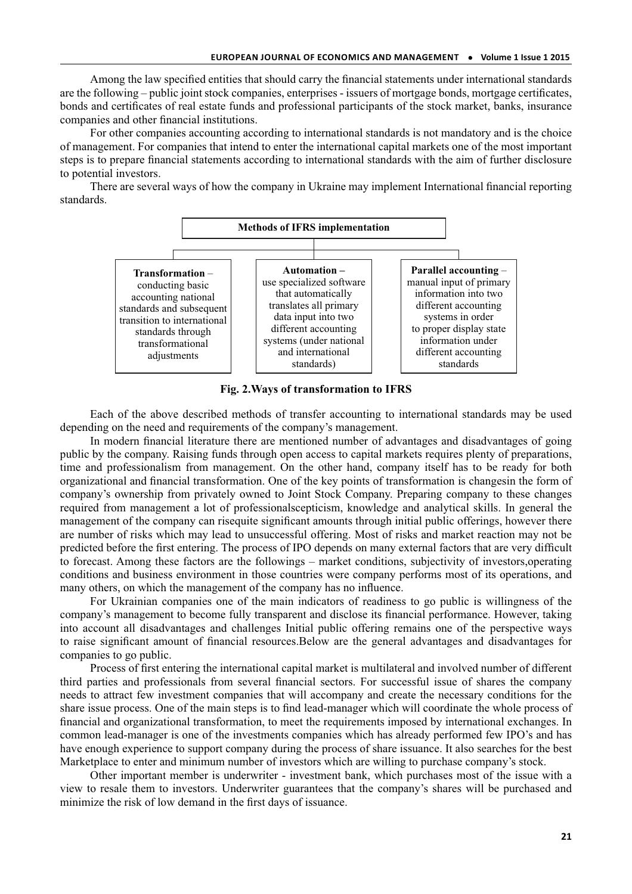Among the law specified entities that should carry the financial statements under international standards are the following – public joint stock companies, enterprises - issuers of mortgage bonds, mortgage certificates, bonds and certificates of real estate funds and professional participants of the stock market, banks, insurance companies and other financial institutions.

For other companies accounting according to international standards is not mandatory and is the choice of management. For companies that intend to enter the international capital markets one of the most important steps is to prepare financial statements according to international standards with the aim of further disclosure to potential investors.

There are several ways of how the company in Ukraine may implement International financial reporting standards.

**Methods of IFRS implementation**

- **Transformation** – conducting basic accounting national standards and subsequent transition to international standards through transformational adjustments
- **Automation** – use specialized software that automatically translates all primary data input into two different accounting systems (under national and international standards)
- **Parallel accounting** – manual input of primary information into two different accounting systems in order to proper display state information under different accounting standards

**Fig. 2.Ways of transformation to IFRS**

Each of the above described methods of transfer accounting to international standards may be used depending on the need and requirements of the company's management.

In modern financial literature there are mentioned number of advantages and disadvantages of going public by the company. Raising funds through open access to capital markets requires plenty of preparations, time and professionalism from management. On the other hand, company itself has to be ready for both organizational and financial transformation. One of the key points of transformation is changesin the form of company's ownership from privately owned to Joint Stock Company. Preparing company to these changes required from management a lot of professionalscepticism, knowledge and analytical skills. In general the management of the company can risequite significant amounts through initial public offerings, however there are number of risks which may lead to unsuccessful offering. Most of risks and market reaction may not be predicted before the first entering. The process of IPO depends on many external factors that are very difficult to forecast. Among these factors are the followings – market conditions, subjectivity of investors,operating conditions and business environment in those countries were company performs most of its operations, and many others, on which the management of the company has no influence.

For Ukrainian companies one of the main indicators of readiness to go public is willingness of the company's management to become fully transparent and disclose its financial performance. However, taking into account all disadvantages and challenges Initial public offering remains one of the perspective ways to raise significant amount of financial resources.Below are the general advantages and disadvantages for companies to go public.

Process of first entering the international capital market is multilateral and involved number of different third parties and professionals from several financial sectors. For successful issue of shares the company needs to attract few investment companies that will accompany and create the necessary conditions for the share issue process. One of the main steps is to find lead-manager which will coordinate the whole process of financial and organizational transformation, to meet the requirements imposed by international exchanges. In common lead-manager is one of the investments companies which has already performed few IPO's and has have enough experience to support company during the process of share issuance. It also searches for the best Marketplace to enter and minimum number of investors which are willing to purchase company's stock.

Other important member is underwriter - investment bank, which purchases most of the issue with a view to resale them to investors. Underwriter guarantees that the company's shares will be purchased and minimize the risk of low demand in the first days of issuance.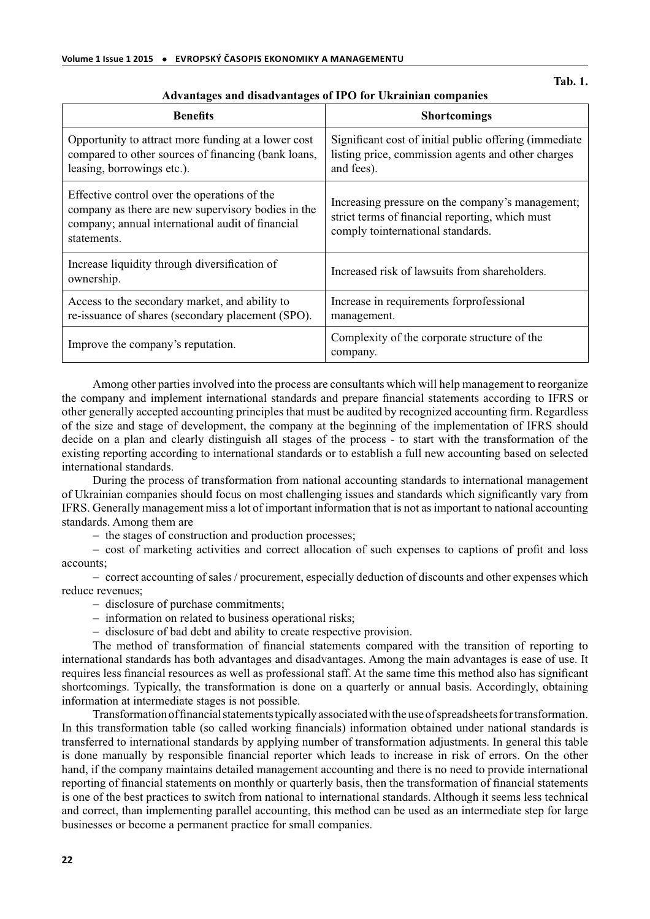Tab. 1.

**Advantages and disadvantages of IPO for Ukrainian companies**

| Benefits | Shortcomings |
|---|---|
| Opportunity to attract more funding at a lower cost compared to other sources of financing (bank loans, leasing, borrowings etc.). | Significant cost of initial public offering (immediate listing price, commission agents and other charges and fees). |
| Effective control over the operations of the company as there are new supervisory bodies in the company; annual international audit of financial statements. | Increasing pressure on the company's management; strict terms of financial reporting, which must comply tointernational standards. |
| Increase liquidity through diversification of ownership. | Increased risk of lawsuits from shareholders. |
| Access to the secondary market, and ability to re-issuance of shares (secondary placement (SPO). | Increase in requirements forprofessional management. |
| Improve the company's reputation. | Complexity of the corporate structure of the company. |

Among other parties involved into the process are consultants which will help management to reorganize the company and implement international standards and prepare financial statements according to IFRS or other generally accepted accounting principles that must be audited by recognized accounting firm. Regardless of the size and stage of development, the company at the beginning of the implementation of IFRS should decide on a plan and clearly distinguish all stages of the process - to start with the transformation of the existing reporting according to international standards or to establish a full new accounting based on selected international standards.

During the process of transformation from national accounting standards to international management of Ukrainian companies should focus on most challenging issues and standards which significantly vary from IFRS. Generally management miss a lot of important information that is not as important to national accounting standards. Among them are

– the stages of construction and production processes;

– cost of marketing activities and correct allocation of such expenses to captions of profit and loss accounts;

– correct accounting of sales / procurement, especially deduction of discounts and other expenses which reduce revenues;

– disclosure of purchase commitments;

– information on related to business operational risks;

– disclosure of bad debt and ability to create respective provision.

The method of transformation of financial statements compared with the transition of reporting to international standards has both advantages and disadvantages. Among the main advantages is ease of use. It requires less financial resources as well as professional staff. At the same time this method also has significant shortcomings. Typically, the transformation is done on a quarterly or annual basis. Accordingly, obtaining information at intermediate stages is not possible.

Transformation of financial statements typically associated with the use of spreadsheets for transformation. In this transformation table (so called working financials) information obtained under national standards is transferred to international standards by applying number of transformation adjustments. In general this table is done manually by responsible financial reporter which leads to increase in risk of errors. On the other hand, if the company maintains detailed management accounting and there is no need to provide international reporting of financial statements on monthly or quarterly basis, then the transformation of financial statements is one of the best practices to switch from national to international standards. Although it seems less technical and correct, than implementing parallel accounting, this method can be used as an intermediate step for large businesses or become a permanent practice for small companies.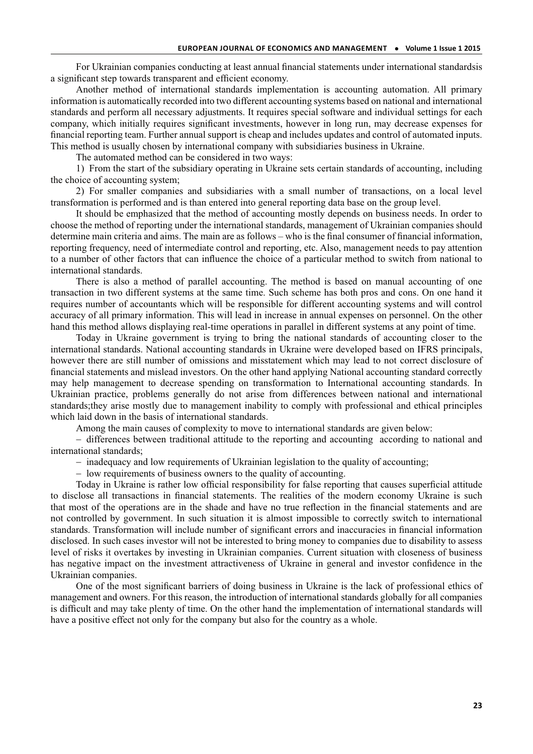For Ukrainian companies conducting at least annual financial statements under international standardsis a significant step towards transparent and efficient economy.

Another method of international standards implementation is accounting automation. All primary information is automatically recorded into two different accounting systems based on national and international standards and perform all necessary adjustments. It requires special software and individual settings for each company, which initially requires significant investments, however in long run, may decrease expenses for financial reporting team. Further annual support is cheap and includes updates and control of automated inputs. This method is usually chosen by international company with subsidiaries business in Ukraine.

The automated method can be considered in two ways:

1) From the start of the subsidiary operating in Ukraine sets certain standards of accounting, including the choice of accounting system;

2) For smaller companies and subsidiaries with a small number of transactions, on a local level transformation is performed and is than entered into general reporting data base on the group level.

It should be emphasized that the method of accounting mostly depends on business needs. In order to choose the method of reporting under the international standards, management of Ukrainian companies should determine main criteria and aims. The main are as follows – who is the final consumer of financial information, reporting frequency, need of intermediate control and reporting, etc. Also, management needs to pay attention to a number of other factors that can influence the choice of a particular method to switch from national to international standards.

There is also a method of parallel accounting. The method is based on manual accounting of one transaction in two different systems at the same time. Such scheme has both pros and cons. On one hand it requires number of accountants which will be responsible for different accounting systems and will control accuracy of all primary information. This will lead in increase in annual expenses on personnel. On the other hand this method allows displaying real-time operations in parallel in different systems at any point of time.

Today in Ukraine government is trying to bring the national standards of accounting closer to the international standards. National accounting standards in Ukraine were developed based on IFRS principals, however there are still number of omissions and misstatement which may lead to not correct disclosure of financial statements and mislead investors. On the other hand applying National accounting standard correctly may help management to decrease spending on transformation to International accounting standards. In Ukrainian practice, problems generally do not arise from differences between national and international standards;they arise mostly due to management inability to comply with professional and ethical principles which laid down in the basis of international standards.

Among the main causes of complexity to move to international standards are given below:

– differences between traditional attitude to the reporting and accounting according to national and international standards;

– inadequacy and low requirements of Ukrainian legislation to the quality of accounting;

– low requirements of business owners to the quality of accounting.

Today in Ukraine is rather low official responsibility for false reporting that causes superficial attitude to disclose all transactions in financial statements. The realities of the modern economy Ukraine is such that most of the operations are in the shade and have no true reflection in the financial statements and are not controlled by government. In such situation it is almost impossible to correctly switch to international standards. Transformation will include number of significant errors and inaccuracies in financial information disclosed. In such cases investor will not be interested to bring money to companies due to disability to assess level of risks it overtakes by investing in Ukrainian companies. Current situation with closeness of business has negative impact on the investment attractiveness of Ukraine in general and investor confidence in the Ukrainian companies.

One of the most significant barriers of doing business in Ukraine is the lack of professional ethics of management and owners. For this reason, the introduction of international standards globally for all companies is difficult and may take plenty of time. On the other hand the implementation of international standards will have a positive effect not only for the company but also for the country as a whole.